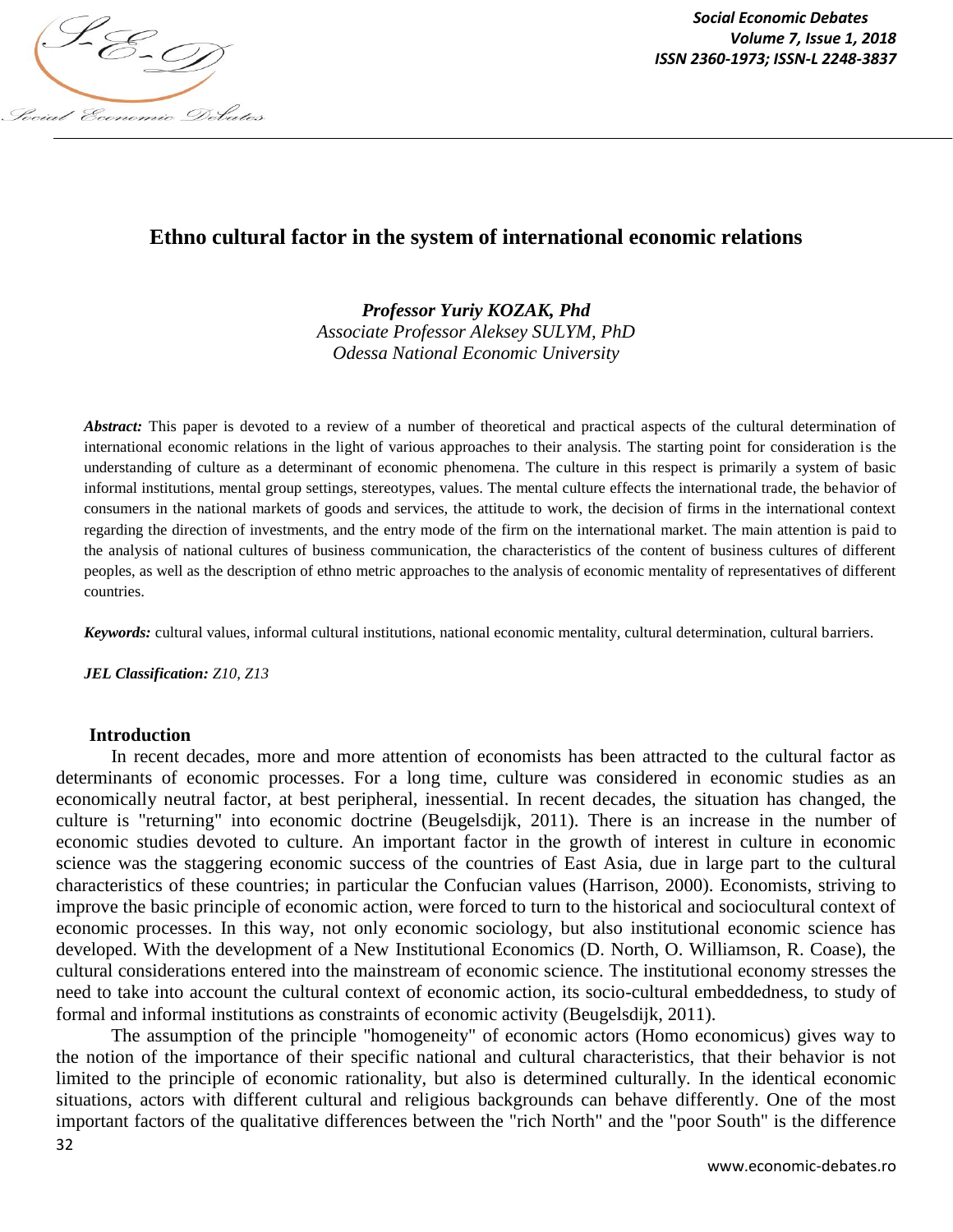# Ethno cultural factor in the system of international economic relations

***Professor Yuriy KOZAK, Phd***
*Associate Professor Aleksey SULYM, PhD*
*Odessa National Economic University*

***Abstract:*** This paper is devoted to a review of a number of theoretical and practical aspects of the cultural determination of international economic relations in the light of various approaches to their analysis. The starting point for consideration is the understanding of culture as a determinant of economic phenomena. The culture in this respect is primarily a system of basic informal institutions, mental group settings, stereotypes, values. The mental culture effects the international trade, the behavior of consumers in the national markets of goods and services, the attitude to work, the decision of firms in the international context regarding the direction of investments, and the entry mode of the firm on the international market. The main attention is paid to the analysis of national cultures of business communication, the characteristics of the content of business cultures of different peoples, as well as the description of ethno metric approaches to the analysis of economic mentality of representatives of different countries.

***Keywords:*** cultural values, informal cultural institutions, national economic mentality, cultural determination, cultural barriers.

***JEL Classification:*** *Z10, Z13*

## Introduction

In recent decades, more and more attention of economists has been attracted to the cultural factor as determinants of economic processes. For a long time, culture was considered in economic studies as an economically neutral factor, at best peripheral, inessential. In recent decades, the situation has changed, the culture is "returning" into economic doctrine (Beugelsdijk, 2011). There is an increase in the number of economic studies devoted to culture. An important factor in the growth of interest in culture in economic science was the staggering economic success of the countries of East Asia, due in large part to the cultural characteristics of these countries; in particular the Confucian values (Harrison, 2000). Economists, striving to improve the basic principle of economic action, were forced to turn to the historical and sociocultural context of economic processes. In this way, not only economic sociology, but also institutional economic science has developed. With the development of a New Institutional Economics (D. North, O. Williamson, R. Coase), the cultural considerations entered into the mainstream of economic science. The institutional economy stresses the need to take into account the cultural context of economic action, its socio-cultural embeddedness, to study of formal and informal institutions as constraints of economic activity (Beugelsdijk, 2011).

The assumption of the principle "homogeneity" of economic actors (Homo economicus) gives way to the notion of the importance of their specific national and cultural characteristics, that their behavior is not limited to the principle of economic rationality, but also is determined culturally. In the identical economic situations, actors with different cultural and religious backgrounds can behave differently. One of the most important factors of the qualitative differences between the "rich North" and the "poor South" is the difference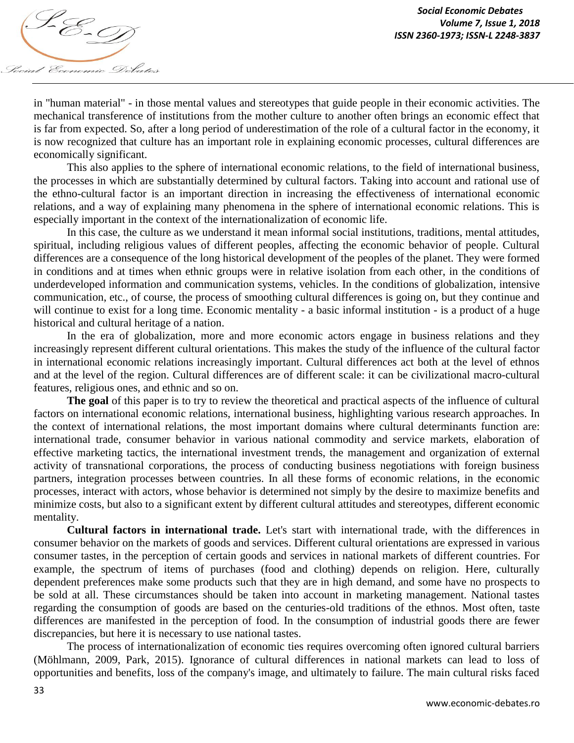in "human material" - in those mental values and stereotypes that guide people in their economic activities. The mechanical transference of institutions from the mother culture to another often brings an economic effect that is far from expected. So, after a long period of underestimation of the role of a cultural factor in the economy, it is now recognized that culture has an important role in explaining economic processes, cultural differences are economically significant.

This also applies to the sphere of international economic relations, to the field of international business, the processes in which are substantially determined by cultural factors. Taking into account and rational use of the ethno-cultural factor is an important direction in increasing the effectiveness of international economic relations, and a way of explaining many phenomena in the sphere of international economic relations. This is especially important in the context of the internationalization of economic life.

In this case, the culture as we understand it mean informal social institutions, traditions, mental attitudes, spiritual, including religious values of different peoples, affecting the economic behavior of people. Cultural differences are a consequence of the long historical development of the peoples of the planet. They were formed in conditions and at times when ethnic groups were in relative isolation from each other, in the conditions of underdeveloped information and communication systems, vehicles. In the conditions of globalization, intensive communication, etc., of course, the process of smoothing cultural differences is going on, but they continue and will continue to exist for a long time. Economic mentality - a basic informal institution - is a product of a huge historical and cultural heritage of a nation.

In the era of globalization, more and more economic actors engage in business relations and they increasingly represent different cultural orientations. This makes the study of the influence of the cultural factor in international economic relations increasingly important. Cultural differences act both at the level of ethnos and at the level of the region. Cultural differences are of different scale: it can be civilizational macro-cultural features, religious ones, and ethnic and so on.

**The goal** of this paper is to try to review the theoretical and practical aspects of the influence of cultural factors on international economic relations, international business, highlighting various research approaches. In the context of international relations, the most important domains where cultural determinants function are: international trade, consumer behavior in various national commodity and service markets, elaboration of effective marketing tactics, the international investment trends, the management and organization of external activity of transnational corporations, the process of conducting business negotiations with foreign business partners, integration processes between countries. In all these forms of economic relations, in the economic processes, interact with actors, whose behavior is determined not simply by the desire to maximize benefits and minimize costs, but also to a significant extent by different cultural attitudes and stereotypes, different economic mentality.

**Cultural factors in international trade.** Let's start with international trade, with the differences in consumer behavior on the markets of goods and services. Different cultural orientations are expressed in various consumer tastes, in the perception of certain goods and services in national markets of different countries. For example, the spectrum of items of purchases (food and clothing) depends on religion. Here, culturally dependent preferences make some products such that they are in high demand, and some have no prospects to be sold at all. These circumstances should be taken into account in marketing management. National tastes regarding the consumption of goods are based on the centuries-old traditions of the ethnos. Most often, taste differences are manifested in the perception of food. In the consumption of industrial goods there are fewer discrepancies, but here it is necessary to use national tastes.

The process of internationalization of economic ties requires overcoming often ignored cultural barriers (Möhlmann, 2009, Park, 2015). Ignorance of cultural differences in national markets can lead to loss of opportunities and benefits, loss of the company's image, and ultimately to failure. The main cultural risks faced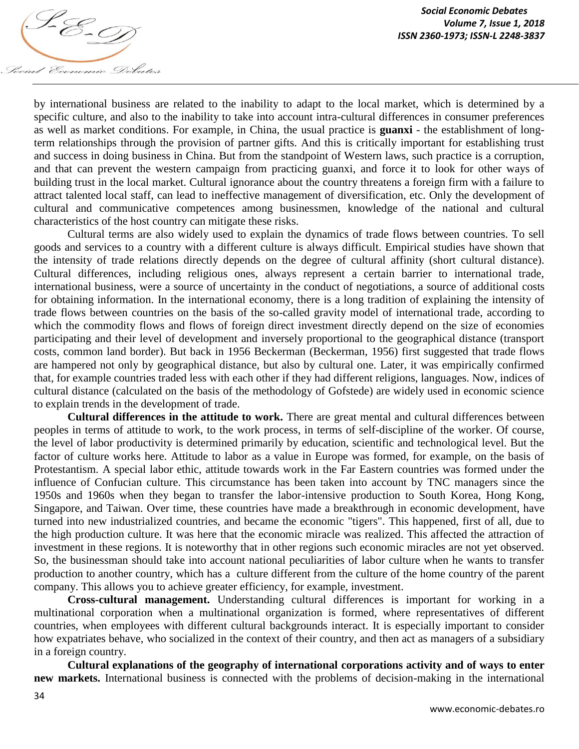by international business are related to the inability to adapt to the local market, which is determined by a specific culture, and also to the inability to take into account intra-cultural differences in consumer preferences as well as market conditions. For example, in China, the usual practice is **guanxi** - the establishment of long-term relationships through the provision of partner gifts. And this is critically important for establishing trust and success in doing business in China. But from the standpoint of Western laws, such practice is a corruption, and that can prevent the western campaign from practicing guanxi, and force it to look for other ways of building trust in the local market. Cultural ignorance about the country threatens a foreign firm with a failure to attract talented local staff, can lead to ineffective management of diversification, etc. Only the development of cultural and communicative competences among businessmen, knowledge of the national and cultural characteristics of the host country can mitigate these risks.

Cultural terms are also widely used to explain the dynamics of trade flows between countries. To sell goods and services to a country with a different culture is always difficult. Empirical studies have shown that the intensity of trade relations directly depends on the degree of cultural affinity (short cultural distance). Cultural differences, including religious ones, always represent a certain barrier to international trade, international business, were a source of uncertainty in the conduct of negotiations, a source of additional costs for obtaining information. In the international economy, there is a long tradition of explaining the intensity of trade flows between countries on the basis of the so-called gravity model of international trade, according to which the commodity flows and flows of foreign direct investment directly depend on the size of economies participating and their level of development and inversely proportional to the geographical distance (transport costs, common land border). But back in 1956 Beckerman (Beckerman, 1956) first suggested that trade flows are hampered not only by geographical distance, but also by cultural one. Later, it was empirically confirmed that, for example countries traded less with each other if they had different religions, languages. Now, indices of cultural distance (calculated on the basis of the methodology of Gofstede) are widely used in economic science to explain trends in the development of trade.

**Cultural differences in the attitude to work.** There are great mental and cultural differences between peoples in terms of attitude to work, to the work process, in terms of self-discipline of the worker. Of course, the level of labor productivity is determined primarily by education, scientific and technological level. But the factor of culture works here. Attitude to labor as a value in Europe was formed, for example, on the basis of Protestantism. A special labor ethic, attitude towards work in the Far Eastern countries was formed under the influence of Confucian culture. This circumstance has been taken into account by TNC managers since the 1950s and 1960s when they began to transfer the labor-intensive production to South Korea, Hong Kong, Singapore, and Taiwan. Over time, these countries have made a breakthrough in economic development, have turned into new industrialized countries, and became the economic "tigers". This happened, first of all, due to the high production culture. It was here that the economic miracle was realized. This affected the attraction of investment in these regions. It is noteworthy that in other regions such economic miracles are not yet observed. So, the businessman should take into account national peculiarities of labor culture when he wants to transfer production to another country, which has a culture different from the culture of the home country of the parent company. This allows you to achieve greater efficiency, for example, investment.

**Cross-cultural management.** Understanding cultural differences is important for working in a multinational corporation when a multinational organization is formed, where representatives of different countries, when employees with different cultural backgrounds interact. It is especially important to consider how expatriates behave, who socialized in the context of their country, and then act as managers of a subsidiary in a foreign country.

**Cultural explanations of the geography of international corporations activity and of ways to enter new markets.** International business is connected with the problems of decision-making in the international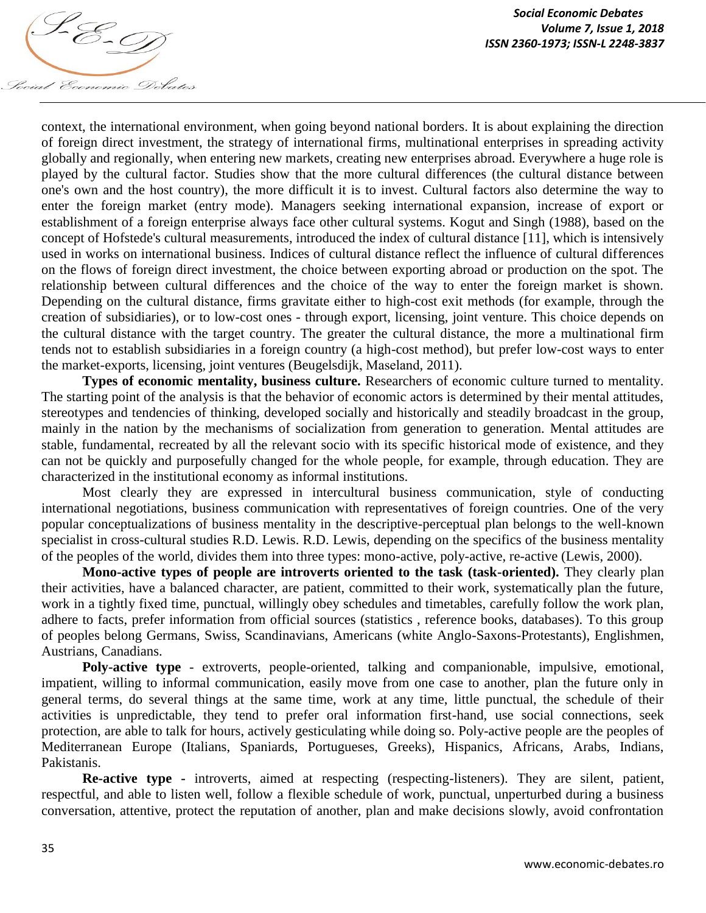context, the international environment, when going beyond national borders. It is about explaining the direction of foreign direct investment, the strategy of international firms, multinational enterprises in spreading activity globally and regionally, when entering new markets, creating new enterprises abroad. Everywhere a huge role is played by the cultural factor. Studies show that the more cultural differences (the cultural distance between one's own and the host country), the more difficult it is to invest. Cultural factors also determine the way to enter the foreign market (entry mode). Managers seeking international expansion, increase of export or establishment of a foreign enterprise always face other cultural systems. Kogut and Singh (1988), based on the concept of Hofstede's cultural measurements, introduced the index of cultural distance [11], which is intensively used in works on international business. Indices of cultural distance reflect the influence of cultural differences on the flows of foreign direct investment, the choice between exporting abroad or production on the spot. The relationship between cultural differences and the choice of the way to enter the foreign market is shown. Depending on the cultural distance, firms gravitate either to high-cost exit methods (for example, through the creation of subsidiaries), or to low-cost ones - through export, licensing, joint venture. This choice depends on the cultural distance with the target country. The greater the cultural distance, the more a multinational firm tends not to establish subsidiaries in a foreign country (a high-cost method), but prefer low-cost ways to enter the market-exports, licensing, joint ventures (Beugelsdijk, Maseland, 2011).

**Types of economic mentality, business culture.** Researchers of economic culture turned to mentality. The starting point of the analysis is that the behavior of economic actors is determined by their mental attitudes, stereotypes and tendencies of thinking, developed socially and historically and steadily broadcast in the group, mainly in the nation by the mechanisms of socialization from generation to generation. Mental attitudes are stable, fundamental, recreated by all the relevant socio with its specific historical mode of existence, and they can not be quickly and purposefully changed for the whole people, for example, through education. They are characterized in the institutional economy as informal institutions.

Most clearly they are expressed in intercultural business communication, style of conducting international negotiations, business communication with representatives of foreign countries. One of the very popular conceptualizations of business mentality in the descriptive-perceptual plan belongs to the well-known specialist in cross-cultural studies R.D. Lewis. R.D. Lewis, depending on the specifics of the business mentality of the peoples of the world, divides them into three types: mono-active, poly-active, re-active (Lewis, 2000).

**Mono-active types of people are introverts oriented to the task (task-oriented).** They clearly plan their activities, have a balanced character, are patient, committed to their work, systematically plan the future, work in a tightly fixed time, punctual, willingly obey schedules and timetables, carefully follow the work plan, adhere to facts, prefer information from official sources (statistics , reference books, databases). To this group of peoples belong Germans, Swiss, Scandinavians, Americans (white Anglo-Saxons-Protestants), Englishmen, Austrians, Canadians.

**Poly-active type** - extroverts, people-oriented, talking and companionable, impulsive, emotional, impatient, willing to informal communication, easily move from one case to another, plan the future only in general terms, do several things at the same time, work at any time, little punctual, the schedule of their activities is unpredictable, they tend to prefer oral information first-hand, use social connections, seek protection, are able to talk for hours, actively gesticulating while doing so. Poly-active people are the peoples of Mediterranean Europe (Italians, Spaniards, Portugueses, Greeks), Hispanics, Africans, Arabs, Indians, Pakistanis.

**Re-active type -** introverts, aimed at respecting (respecting-listeners). They are silent, patient, respectful, and able to listen well, follow a flexible schedule of work, punctual, unperturbed during a business conversation, attentive, protect the reputation of another, plan and make decisions slowly, avoid confrontation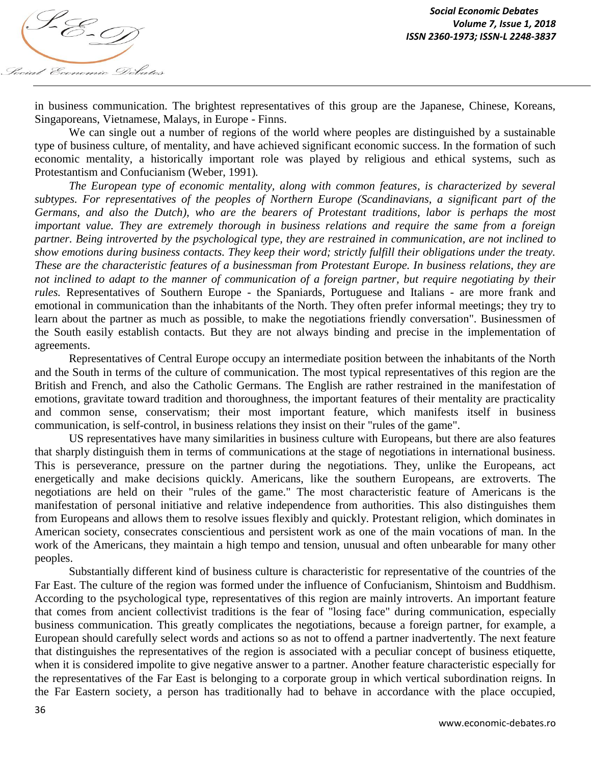in business communication. The brightest representatives of this group are the Japanese, Chinese, Koreans, Singaporeans, Vietnamese, Malays, in Europe - Finns.

We can single out a number of regions of the world where peoples are distinguished by a sustainable type of business culture, of mentality, and have achieved significant economic success. In the formation of such economic mentality, a historically important role was played by religious and ethical systems, such as Protestantism and Confucianism (Weber, 1991).

*The European type of economic mentality, along with common features, is characterized by several subtypes. For representatives of the peoples of Northern Europe (Scandinavians, a significant part of the Germans, and also the Dutch), who are the bearers of Protestant traditions, labor is perhaps the most important value. They are extremely thorough in business relations and require the same from a foreign partner. Being introverted by the psychological type, they are restrained in communication, are not inclined to show emotions during business contacts. They keep their word; strictly fulfill their obligations under the treaty. These are the characteristic features of a businessman from Protestant Europe. In business relations, they are not inclined to adapt to the manner of communication of a foreign partner, but require negotiating by their rules.* Representatives of Southern Europe - the Spaniards, Portuguese and Italians - are more frank and emotional in communication than the inhabitants of the North. They often prefer informal meetings; they try to learn about the partner as much as possible, to make the negotiations friendly conversation". Businessmen of the South easily establish contacts. But they are not always binding and precise in the implementation of agreements.

Representatives of Central Europe occupy an intermediate position between the inhabitants of the North and the South in terms of the culture of communication. The most typical representatives of this region are the British and French, and also the Catholic Germans. The English are rather restrained in the manifestation of emotions, gravitate toward tradition and thoroughness, the important features of their mentality are practicality and common sense, conservatism; their most important feature, which manifests itself in business communication, is self-control, in business relations they insist on their "rules of the game".

US representatives have many similarities in business culture with Europeans, but there are also features that sharply distinguish them in terms of communications at the stage of negotiations in international business. This is perseverance, pressure on the partner during the negotiations. They, unlike the Europeans, act energetically and make decisions quickly. Americans, like the southern Europeans, are extroverts. The negotiations are held on their "rules of the game." The most characteristic feature of Americans is the manifestation of personal initiative and relative independence from authorities. This also distinguishes them from Europeans and allows them to resolve issues flexibly and quickly. Protestant religion, which dominates in American society, consecrates conscientious and persistent work as one of the main vocations of man. In the work of the Americans, they maintain a high tempo and tension, unusual and often unbearable for many other peoples.

Substantially different kind of business culture is characteristic for representative of the countries of the Far East. The culture of the region was formed under the influence of Confucianism, Shintoism and Buddhism. According to the psychological type, representatives of this region are mainly introverts. An important feature that comes from ancient collectivist traditions is the fear of "losing face" during communication, especially business communication. This greatly complicates the negotiations, because a foreign partner, for example, a European should carefully select words and actions so as not to offend a partner inadvertently. The next feature that distinguishes the representatives of the region is associated with a peculiar concept of business etiquette, when it is considered impolite to give negative answer to a partner. Another feature characteristic especially for the representatives of the Far East is belonging to a corporate group in which vertical subordination reigns. In the Far Eastern society, a person has traditionally had to behave in accordance with the place occupied,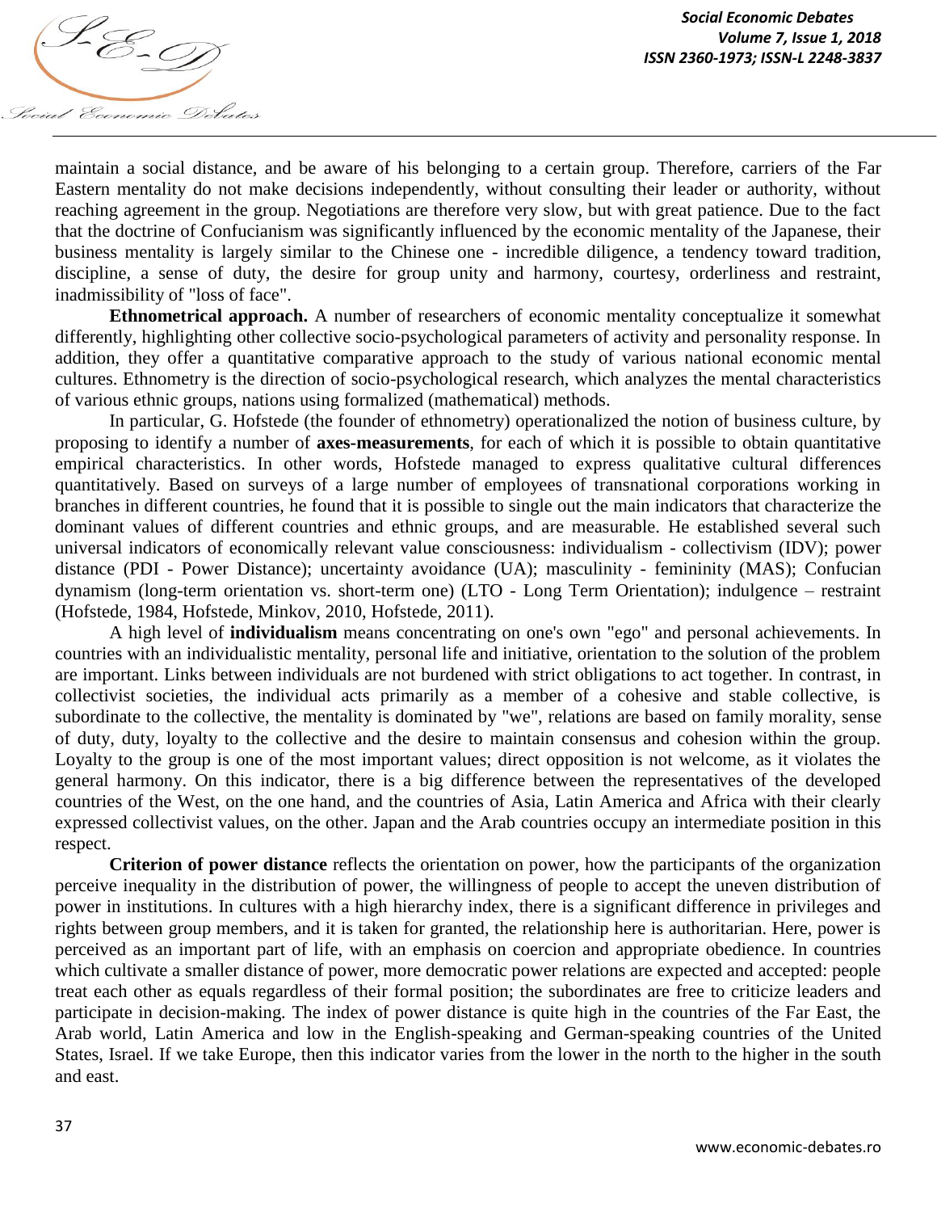maintain a social distance, and be aware of his belonging to a certain group. Therefore, carriers of the Far Eastern mentality do not make decisions independently, without consulting their leader or authority, without reaching agreement in the group. Negotiations are therefore very slow, but with great patience. Due to the fact that the doctrine of Confucianism was significantly influenced by the economic mentality of the Japanese, their business mentality is largely similar to the Chinese one - incredible diligence, a tendency toward tradition, discipline, a sense of duty, the desire for group unity and harmony, courtesy, orderliness and restraint, inadmissibility of "loss of face".

**Ethnometrical approach.** A number of researchers of economic mentality conceptualize it somewhat differently, highlighting other collective socio-psychological parameters of activity and personality response. In addition, they offer a quantitative comparative approach to the study of various national economic mental cultures. Ethnometry is the direction of socio-psychological research, which analyzes the mental characteristics of various ethnic groups, nations using formalized (mathematical) methods.

In particular, G. Hofstede (the founder of ethnometry) operationalized the notion of business culture, by proposing to identify a number of **axes-measurements**, for each of which it is possible to obtain quantitative empirical characteristics. In other words, Hofstede managed to express qualitative cultural differences quantitatively. Based on surveys of a large number of employees of transnational corporations working in branches in different countries, he found that it is possible to single out the main indicators that characterize the dominant values of different countries and ethnic groups, and are measurable. He established several such universal indicators of economically relevant value consciousness: individualism - collectivism (IDV); power distance (PDI - Power Distance); uncertainty avoidance (UA); masculinity - femininity (MAS); Confucian dynamism (long-term orientation vs. short-term one) (LTO - Long Term Orientation); indulgence – restraint (Hofstede, 1984, Hofstede, Minkov, 2010, Hofstede, 2011).

A high level of **individualism** means concentrating on one's own "ego" and personal achievements. In countries with an individualistic mentality, personal life and initiative, orientation to the solution of the problem are important. Links between individuals are not burdened with strict obligations to act together. In contrast, in collectivist societies, the individual acts primarily as a member of a cohesive and stable collective, is subordinate to the collective, the mentality is dominated by "we", relations are based on family morality, sense of duty, duty, loyalty to the collective and the desire to maintain consensus and cohesion within the group. Loyalty to the group is one of the most important values; direct opposition is not welcome, as it violates the general harmony. On this indicator, there is a big difference between the representatives of the developed countries of the West, on the one hand, and the countries of Asia, Latin America and Africa with their clearly expressed collectivist values, on the other. Japan and the Arab countries occupy an intermediate position in this respect.

**Criterion of power distance** reflects the orientation on power, how the participants of the organization perceive inequality in the distribution of power, the willingness of people to accept the uneven distribution of power in institutions. In cultures with a high hierarchy index, there is a significant difference in privileges and rights between group members, and it is taken for granted, the relationship here is authoritarian. Here, power is perceived as an important part of life, with an emphasis on coercion and appropriate obedience. In countries which cultivate a smaller distance of power, more democratic power relations are expected and accepted: people treat each other as equals regardless of their formal position; the subordinates are free to criticize leaders and participate in decision-making. The index of power distance is quite high in the countries of the Far East, the Arab world, Latin America and low in the English-speaking and German-speaking countries of the United States, Israel. If we take Europe, then this indicator varies from the lower in the north to the higher in the south and east.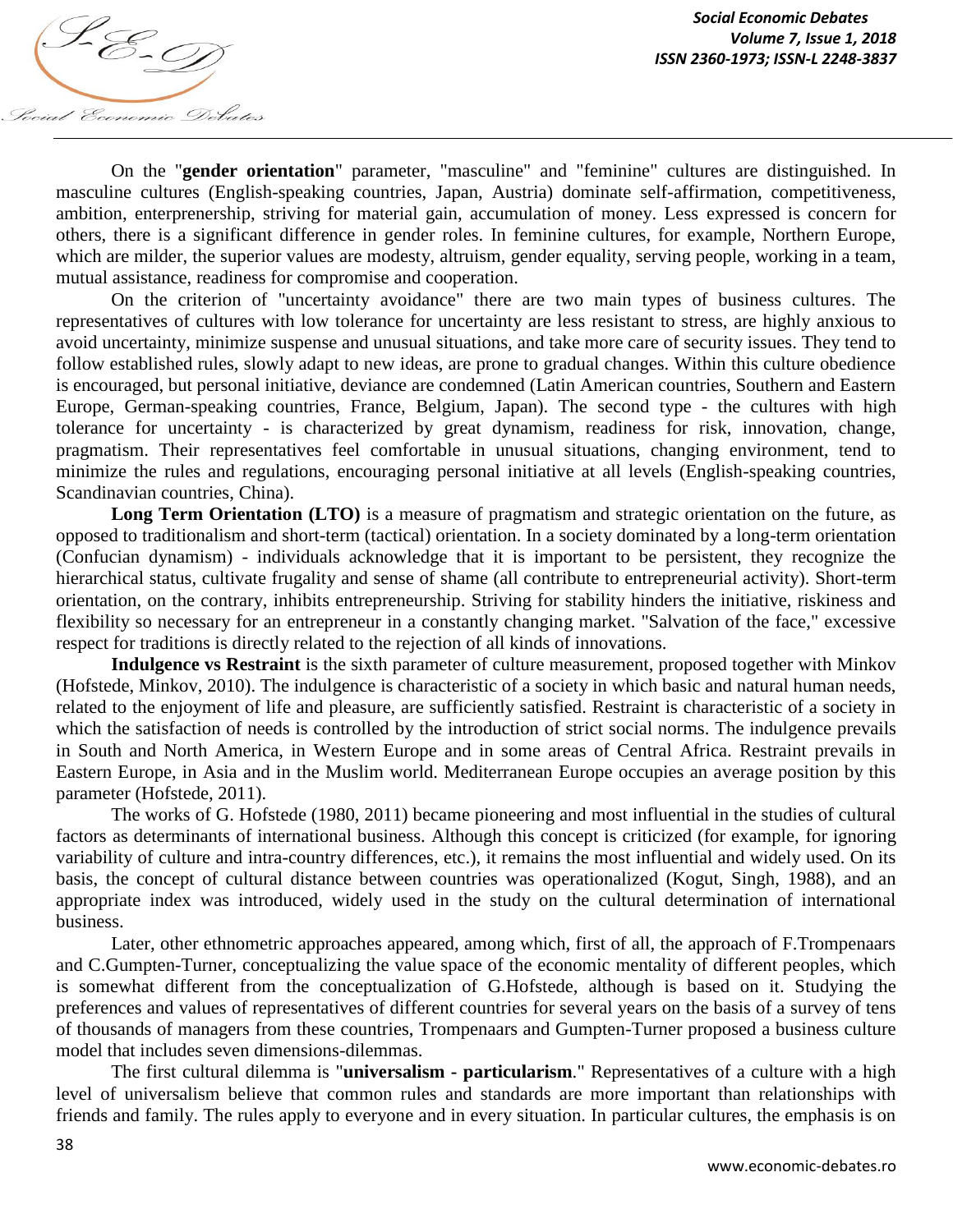On the "**gender orientation**" parameter, "masculine" and "feminine" cultures are distinguished. In masculine cultures (English-speaking countries, Japan, Austria) dominate self-affirmation, competitiveness, ambition, enterprenership, striving for material gain, accumulation of money. Less expressed is concern for others, there is a significant difference in gender roles. In feminine cultures, for example, Northern Europe, which are milder, the superior values are modesty, altruism, gender equality, serving people, working in a team, mutual assistance, readiness for compromise and cooperation.

On the criterion of "uncertainty avoidance" there are two main types of business cultures. The representatives of cultures with low tolerance for uncertainty are less resistant to stress, are highly anxious to avoid uncertainty, minimize suspense and unusual situations, and take more care of security issues. They tend to follow established rules, slowly adapt to new ideas, are prone to gradual changes. Within this culture obedience is encouraged, but personal initiative, deviance are condemned (Latin American countries, Southern and Eastern Europe, German-speaking countries, France, Belgium, Japan). The second type - the cultures with high tolerance for uncertainty - is characterized by great dynamism, readiness for risk, innovation, change, pragmatism. Their representatives feel comfortable in unusual situations, changing environment, tend to minimize the rules and regulations, encouraging personal initiative at all levels (English-speaking countries, Scandinavian countries, China).

**Long Term Orientation (LTO)** is a measure of pragmatism and strategic orientation on the future, as opposed to traditionalism and short-term (tactical) orientation. In a society dominated by a long-term orientation (Confucian dynamism) - individuals acknowledge that it is important to be persistent, they recognize the hierarchical status, cultivate frugality and sense of shame (all contribute to entrepreneurial activity). Short-term orientation, on the contrary, inhibits entrepreneurship. Striving for stability hinders the initiative, riskiness and flexibility so necessary for an entrepreneur in a constantly changing market. "Salvation of the face," excessive respect for traditions is directly related to the rejection of all kinds of innovations.

**Indulgence vs Restraint** is the sixth parameter of culture measurement, proposed together with Minkov (Hofstede, Minkov, 2010). The indulgence is characteristic of a society in which basic and natural human needs, related to the enjoyment of life and pleasure, are sufficiently satisfied. Restraint is characteristic of a society in which the satisfaction of needs is controlled by the introduction of strict social norms. The indulgence prevails in South and North America, in Western Europe and in some areas of Central Africa. Restraint prevails in Eastern Europe, in Asia and in the Muslim world. Mediterranean Europe occupies an average position by this parameter (Hofstede, 2011).

The works of G. Hofstede (1980, 2011) became pioneering and most influential in the studies of cultural factors as determinants of international business. Although this concept is criticized (for example, for ignoring variability of culture and intra-country differences, etc.), it remains the most influential and widely used. On its basis, the concept of cultural distance between countries was operationalized (Kogut, Singh, 1988), and an appropriate index was introduced, widely used in the study on the cultural determination of international business.

Later, other ethnometric approaches appeared, among which, first of all, the approach of F.Trompenaars and C.Gumpten-Turner, conceptualizing the value space of the economic mentality of different peoples, which is somewhat different from the conceptualization of G.Hofstede, although is based on it. Studying the preferences and values of representatives of different countries for several years on the basis of a survey of tens of thousands of managers from these countries, Trompenaars and Gumpten-Turner proposed a business culture model that includes seven dimensions-dilemmas.

The first cultural dilemma is "**universalism - particularism**." Representatives of a culture with a high level of universalism believe that common rules and standards are more important than relationships with friends and family. The rules apply to everyone and in every situation. In particular cultures, the emphasis is on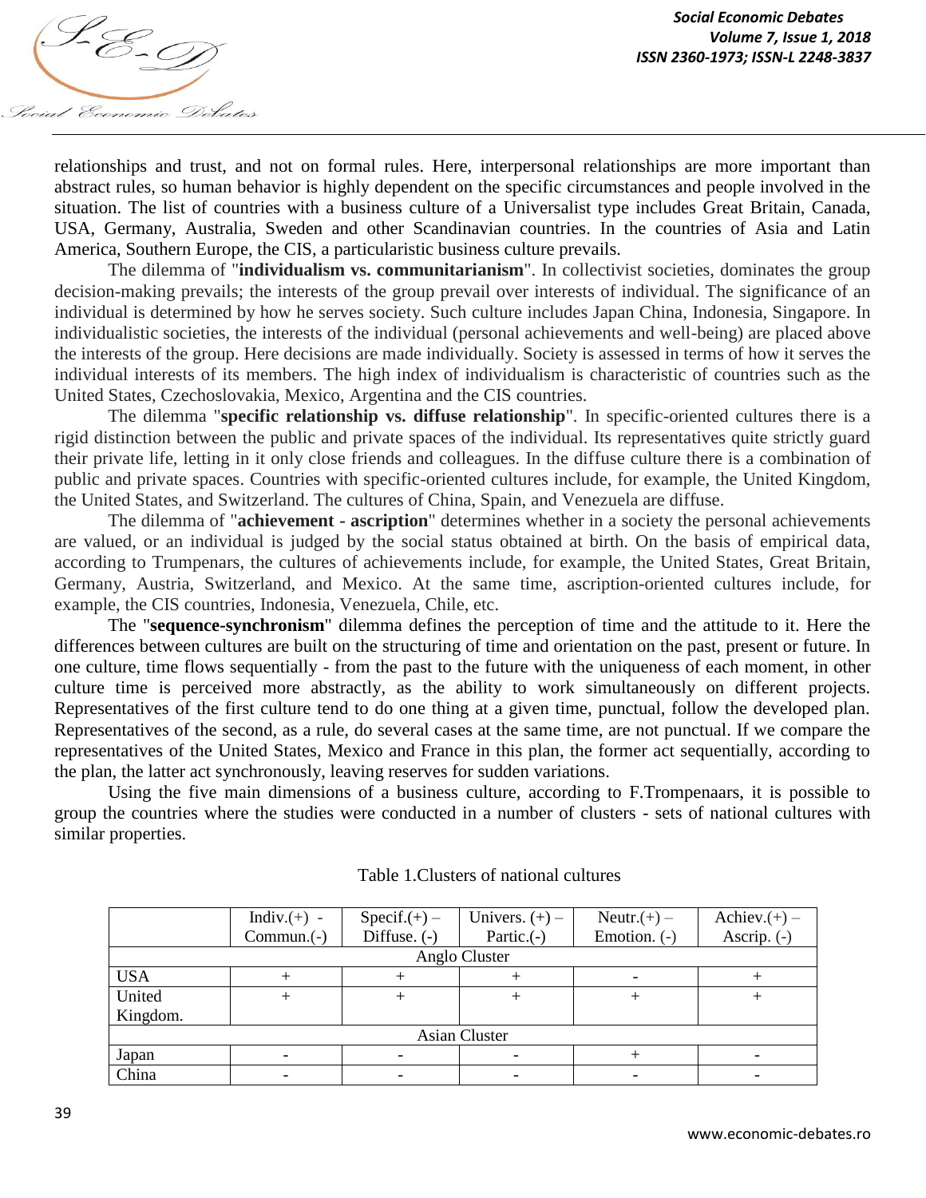relationships and trust, and not on formal rules. Here, interpersonal relationships are more important than abstract rules, so human behavior is highly dependent on the specific circumstances and people involved in the situation. The list of countries with a business culture of a Universalist type includes Great Britain, Canada, USA, Germany, Australia, Sweden and other Scandinavian countries. In the countries of Asia and Latin America, Southern Europe, the CIS, a particularistic business culture prevails.

The dilemma of "**individualism vs. communitarianism**". In collectivist societies, dominates the group decision-making prevails; the interests of the group prevail over interests of individual. The significance of an individual is determined by how he serves society. Such culture includes Japan China, Indonesia, Singapore. In individualistic societies, the interests of the individual (personal achievements and well-being) are placed above the interests of the group. Here decisions are made individually. Society is assessed in terms of how it serves the individual interests of its members. The high index of individualism is characteristic of countries such as the United States, Czechoslovakia, Mexico, Argentina and the CIS countries.

The dilemma "**specific relationship vs. diffuse relationship**". In specific-oriented cultures there is a rigid distinction between the public and private spaces of the individual. Its representatives quite strictly guard their private life, letting in it only close friends and colleagues. In the diffuse culture there is a combination of public and private spaces. Countries with specific-oriented cultures include, for example, the United Kingdom, the United States, and Switzerland. The cultures of China, Spain, and Venezuela are diffuse.

The dilemma of "**achievement - ascription**" determines whether in a society the personal achievements are valued, or an individual is judged by the social status obtained at birth. On the basis of empirical data, according to Trumpenars, the cultures of achievements include, for example, the United States, Great Britain, Germany, Austria, Switzerland, and Mexico. At the same time, ascription-oriented cultures include, for example, the CIS countries, Indonesia, Venezuela, Chile, etc.

The "**sequence-synchronism**" dilemma defines the perception of time and the attitude to it. Here the differences between cultures are built on the structuring of time and orientation on the past, present or future. In one culture, time flows sequentially - from the past to the future with the uniqueness of each moment, in other culture time is perceived more abstractly, as the ability to work simultaneously on different projects. Representatives of the first culture tend to do one thing at a given time, punctual, follow the developed plan. Representatives of the second, as a rule, do several cases at the same time, are not punctual. If we compare the representatives of the United States, Mexico and France in this plan, the former act sequentially, according to the plan, the latter act synchronously, leaving reserves for sudden variations.

Using the five main dimensions of a business culture, according to F.Trompenaars, it is possible to group the countries where the studies were conducted in a number of clusters - sets of national cultures with similar properties.

Table 1.Clusters of national cultures

| | Indiv.(+) - Commun.(-) | Specif.(+) – Diffuse. (-) | Univers. (+) – Partic.(-) | Neutr.(+) – Emotion. (-) | Achiev.(+) – Ascrip. (-) |
|---|---|---|---|---|---|
| Anglo Cluster | | | | | |
| USA | + | + | + | - | + |
| United Kingdom. | + | + | + | + | + |
| Asian Cluster | | | | | |
| Japan | - | - | - | + | - |
| China | - | - | - | - | - |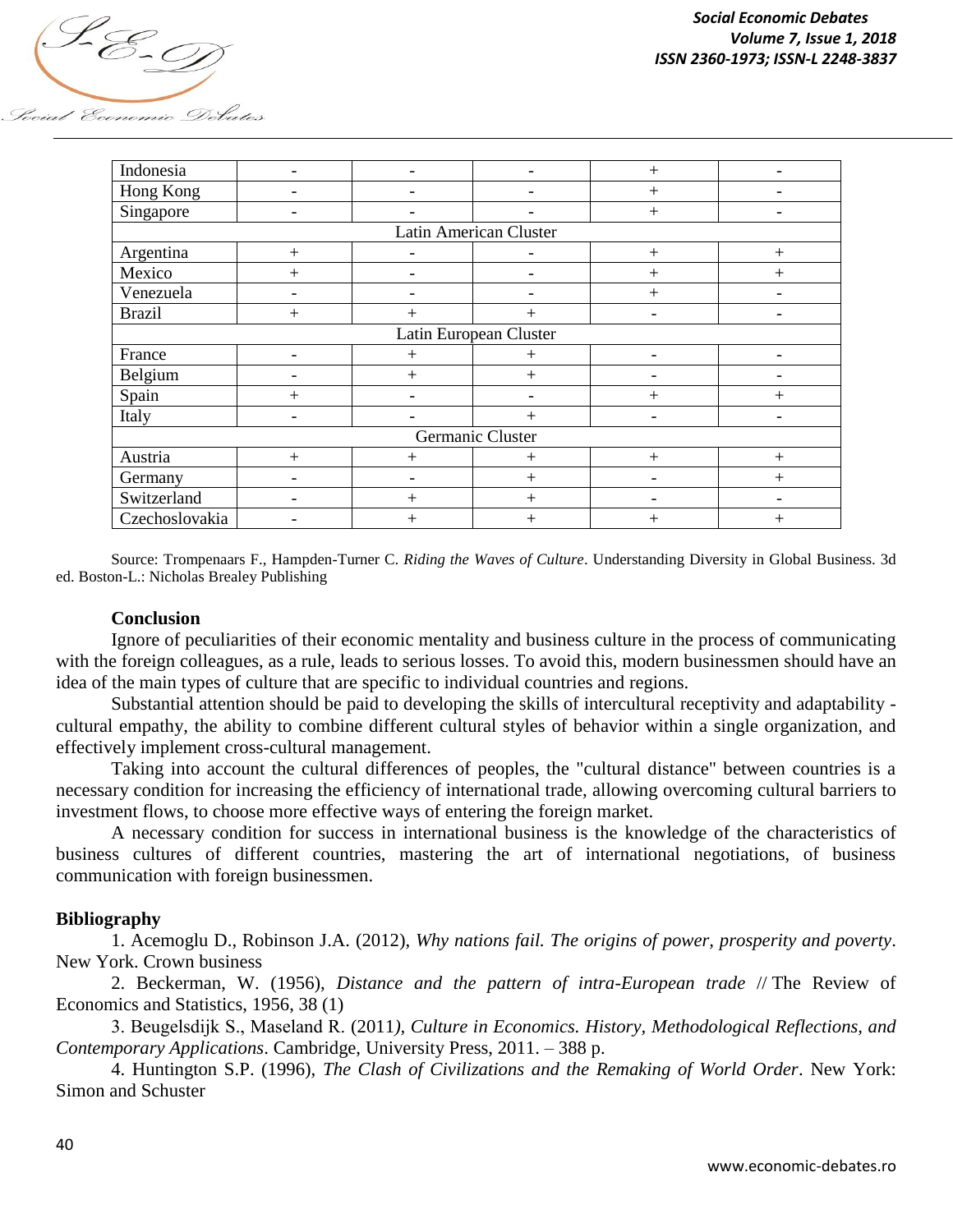| | | | | | |
|---|---|---|---|---|---|
| Indonesia | - | - | - | + | - |
| Hong Kong | - | - | - | + | - |
| Singapore | - | - | - | + | - |
| Latin American Cluster | | | | | |
| Argentina | + | - | - | + | + |
| Mexico | + | - | - | + | + |
| Venezuela | - | - | - | + | - |
| Brazil | + | + | + | - | - |
| Latin European Cluster | | | | | |
| France | - | + | + | - | - |
| Belgium | - | + | + | - | - |
| Spain | + | - | - | + | + |
| Italy | - | - | + | - | - |
| Germanic Cluster | | | | | |
| Austria | + | + | + | + | + |
| Germany | - | - | + | - | + |
| Switzerland | - | + | + | - | - |
| Czechoslovakia | - | + | + | + | + |

Source: Trompenaars F., Hampden-Turner C. *Riding the Waves of Culture*. Understanding Diversity in Global Business. 3d ed. Boston-L.: Nicholas Brealey Publishing

## Conclusion

Ignore of peculiarities of their economic mentality and business culture in the process of communicating with the foreign colleagues, as a rule, leads to serious losses. To avoid this, modern businessmen should have an idea of the main types of culture that are specific to individual countries and regions.

Substantial attention should be paid to developing the skills of intercultural receptivity and adaptability - cultural empathy, the ability to combine different cultural styles of behavior within a single organization, and effectively implement cross-cultural management.

Taking into account the cultural differences of peoples, the "cultural distance" between countries is a necessary condition for increasing the efficiency of international trade, allowing overcoming cultural barriers to investment flows, to choose more effective ways of entering the foreign market.

A necessary condition for success in international business is the knowledge of the characteristics of business cultures of different countries, mastering the art of international negotiations, of business communication with foreign businessmen.

## Bibliography

1. Acemoglu D., Robinson J.A. (2012), *Why nations fail. The origins of power, prosperity and poverty*. New York. Crown business

2. Beckerman, W. (1956), *Distance and the pattern of intra-European trade* // The Review of Economics and Statistics, 1956, 38 (1)

3. Beugelsdijk S., Maseland R. (2011), *Culture in Economics. History, Methodological Reflections, and Contemporary Applications*. Cambridge, University Press, 2011. – 388 p.

4. Huntington S.P. (1996), *The Clash of Civilizations and the Remaking of World Order*. New York: Simon and Schuster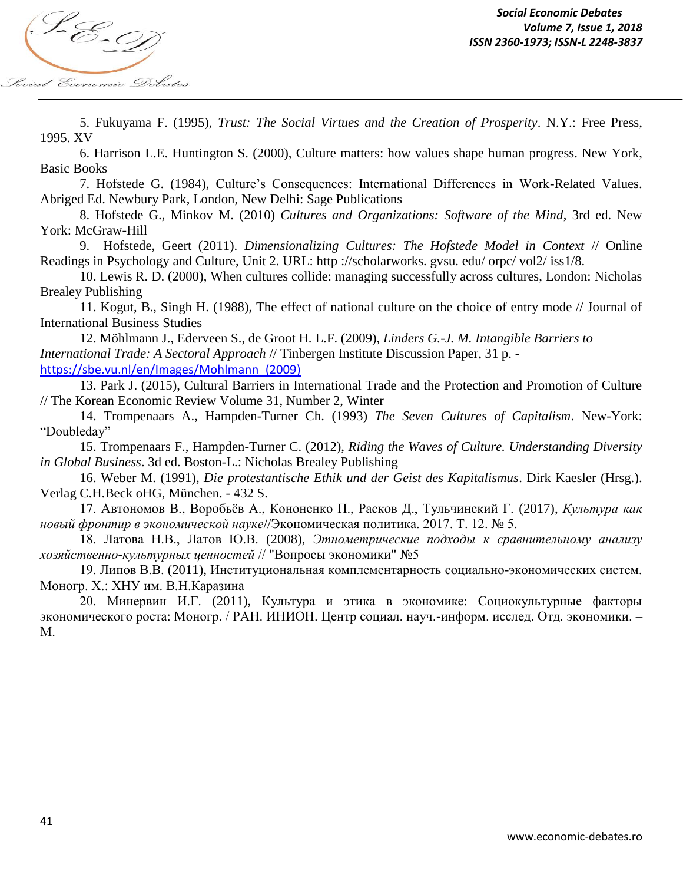5. Fukuyama F. (1995), *Trust: The Social Virtues and the Creation of Prosperity*. N.Y.: Free Press, 1995. XV

6. Harrison L.E. Huntington S. (2000), Culture matters: how values shape human progress. New York, Basic Books

7. Hofstede G. (1984), Culture's Consequences: International Differences in Work-Related Values. Abriged Ed. Newbury Park, London, New Delhi: Sage Publications

8. Hofstede G., Minkov M. (2010) *Cultures and Organizations: Software of the Mind*, 3rd ed. New York: McGraw-Hill

9. Hofstede, Geert (2011). *Dimensionalizing Cultures: The Hofstede Model in Context* // Online Readings in Psychology and Culture, Unit 2. URL: http ://scholarworks. gvsu. edu/ orpc/ vol2/ iss1/8.

10. Lewis R. D. (2000), When cultures collide: managing successfully across cultures, London: Nicholas Brealey Publishing

11. Kogut, B., Singh H. (1988), The effect of national culture on the choice of entry mode // Journal of International Business Studies

12. Möhlmann J., Ederveen S., de Groot H. L.F. (2009), *Linders G.-J. M. Intangible Barriers to International Trade: A Sectoral Approach* // Tinbergen Institute Discussion Paper, 31 p. - https://sbe.vu.nl/en/Images/Mohlmann_(2009)

13. Park J. (2015), Cultural Barriers in International Trade and the Protection and Promotion of Culture // The Korean Economic Review Volume 31, Number 2, Winter

14. Trompenaars A., Hampden-Turner Ch. (1993) *The Seven Cultures of Capitalism*. New-York: "Doubleday"

15. Trompenaars F., Hampden-Turner C. (2012), *Riding the Waves of Culture. Understanding Diversity in Global Business*. 3d ed. Boston-L.: Nicholas Brealey Publishing

16. Weber M. (1991), *Die protestantische Ethik und der Geist des Kapitalismus*. Dirk Kaesler (Hrsg.). Verlag C.H.Beck oHG, München. - 432 S.

17. Автономов В., Воробьёв А., Кононенко П., Расков Д., Тульчинский Г. (2017), *Культура как новый фронтир в экономической науке*//Экономическая политика. 2017. Т. 12. № 5.

18. Латова Н.В., Латов Ю.В. (2008), *Этнометрические подходы к сравнительному анализу хозяйственно-культурных ценностей* // "Вопросы экономики" №5

19. Липов В.В. (2011), Институциональная комплементарность социально-экономических систем. Моногр. Х.: ХНУ им. В.Н.Каразина

20. Минервин И.Г. (2011), Культура и этика в экономике: Социокультурные факторы экономического роста: Моногр. / РАН. ИНИОН. Центр социал. науч.-информ. исслед. Отд. экономики. – М.